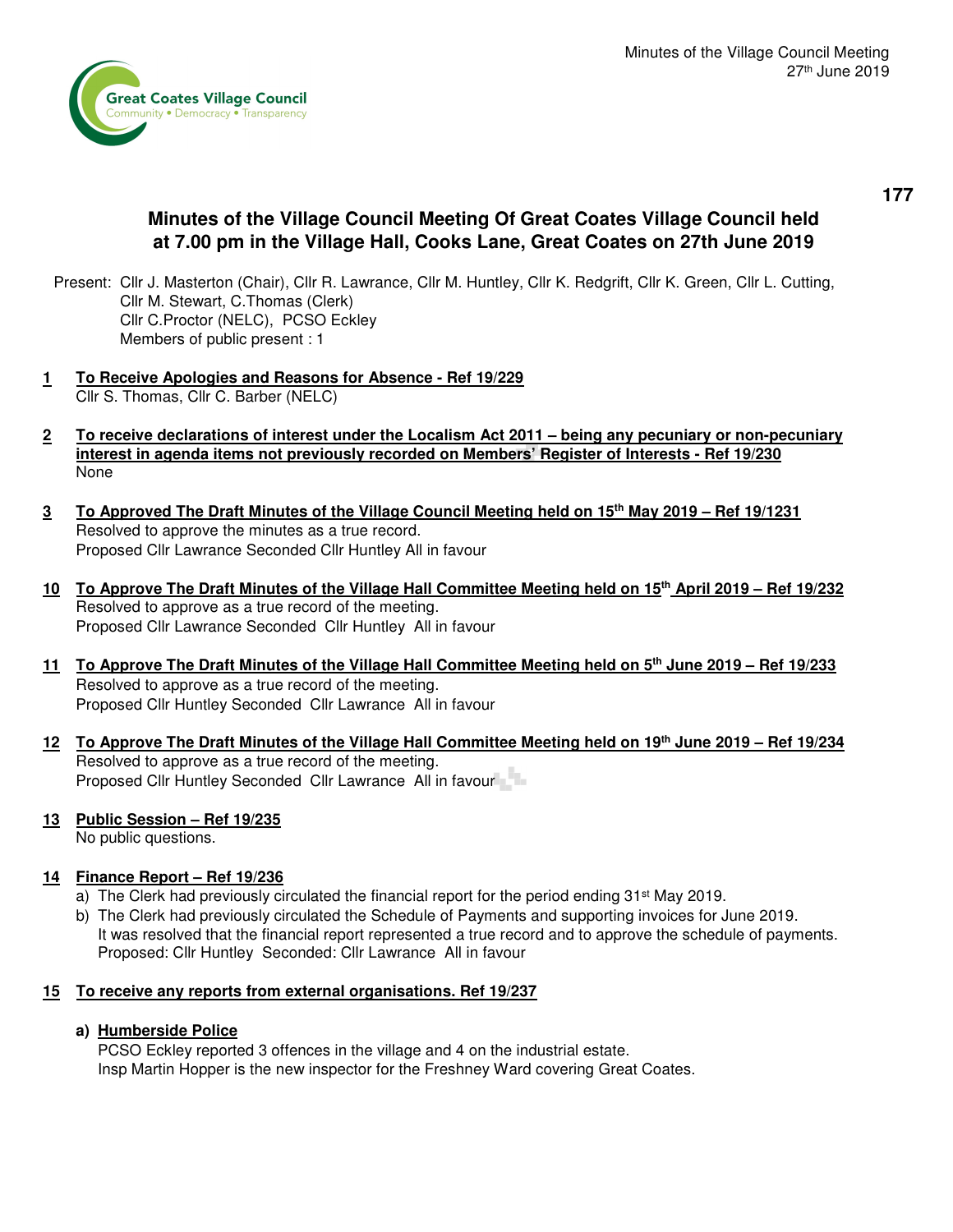# Minutes of the Village Council Meeting Of Great Coates Village Council held at 7.00 pm in the Village Hall, Cooks Lane, Great Coates on 27th June 2019

Present: Cllr J. Masterton (Chair), Cllr R. Lawrance, Cllr M. Huntley, Cllr K. Redgrift, Cllr K. Green, Cllr L. Cutting, Cllr M. Stewart, C.Thomas (Clerk)
Cllr C.Proctor (NELC), PCSO Eckley
Members of public present : 1

**1 To Receive Apologies and Reasons for Absence - Ref 19/229**
Cllr S. Thomas, Cllr C. Barber (NELC)

**2 To receive declarations of interest under the Localism Act 2011 – being any pecuniary or non-pecuniary interest in agenda items not previously recorded on Members' Register of Interests - Ref 19/230**
None

**3 To Approved The Draft Minutes of the Village Council Meeting held on 15th May 2019 – Ref 19/1231**
Resolved to approve the minutes as a true record.
Proposed Cllr Lawrance Seconded Cllr Huntley All in favour

**10 To Approve The Draft Minutes of the Village Hall Committee Meeting held on 15th April 2019 – Ref 19/232**
Resolved to approve as a true record of the meeting.
Proposed Cllr Lawrance Seconded Cllr Huntley All in favour

**11 To Approve The Draft Minutes of the Village Hall Committee Meeting held on 5th June 2019 – Ref 19/233**
Resolved to approve as a true record of the meeting.
Proposed Cllr Huntley Seconded Cllr Lawrance All in favour

**12 To Approve The Draft Minutes of the Village Hall Committee Meeting held on 19th June 2019 – Ref 19/234**
Resolved to approve as a true record of the meeting.
Proposed Cllr Huntley Seconded Cllr Lawrance All in favour

**13 Public Session – Ref 19/235**
No public questions.

**14 Finance Report – Ref 19/236**

a) The Clerk had previously circulated the financial report for the period ending 31st May 2019.
b) The Clerk had previously circulated the Schedule of Payments and supporting invoices for June 2019.
It was resolved that the financial report represented a true record and to approve the schedule of payments.
Proposed: Cllr Huntley Seconded: Cllr Lawrance All in favour

**15 To receive any reports from external organisations. Ref 19/237**

**a) Humberside Police**
PCSO Eckley reported 3 offences in the village and 4 on the industrial estate.
Insp Martin Hopper is the new inspector for the Freshney Ward covering Great Coates.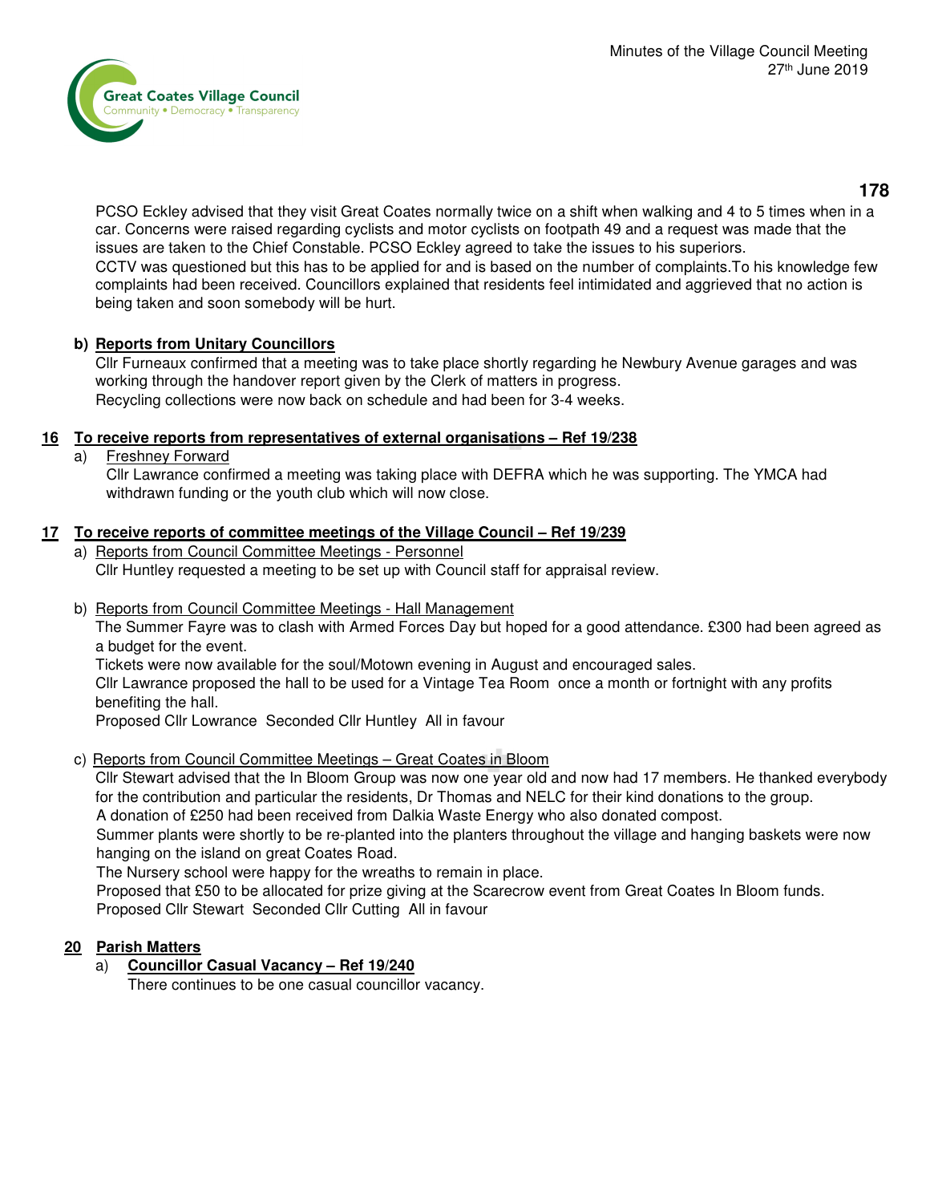PCSO Eckley advised that they visit Great Coates normally twice on a shift when walking and 4 to 5 times when in a car. Concerns were raised regarding cyclists and motor cyclists on footpath 49 and a request was made that the issues are taken to the Chief Constable. PCSO Eckley agreed to take the issues to his superiors.
CCTV was questioned but this has to be applied for and is based on the number of complaints.To his knowledge few complaints had been received. Councillors explained that residents feel intimidated and aggrieved that no action is being taken and soon somebody will be hurt.

**b) Reports from Unitary Councillors**

Cllr Furneaux confirmed that a meeting was to take place shortly regarding he Newbury Avenue garages and was working through the handover report given by the Clerk of matters in progress.
Recycling collections were now back on schedule and had been for 3-4 weeks.

## 16 To receive reports from representatives of external organisations – Ref 19/238

a) Freshney Forward

Cllr Lawrance confirmed a meeting was taking place with DEFRA which he was supporting. The YMCA had withdrawn funding or the youth club which will now close.

## 17 To receive reports of committee meetings of the Village Council – Ref 19/239

a) Reports from Council Committee Meetings - Personnel

Cllr Huntley requested a meeting to be set up with Council staff for appraisal review.

b) Reports from Council Committee Meetings - Hall Management

The Summer Fayre was to clash with Armed Forces Day but hoped for a good attendance. £300 had been agreed as a budget for the event.
Tickets were now available for the soul/Motown evening in August and encouraged sales.
Cllr Lawrance proposed the hall to be used for a Vintage Tea Room once a month or fortnight with any profits benefiting the hall.
Proposed Cllr Lowrance Seconded Cllr Huntley All in favour

c) Reports from Council Committee Meetings – Great Coates in Bloom

Cllr Stewart advised that the In Bloom Group was now one year old and now had 17 members. He thanked everybody for the contribution and particular the residents, Dr Thomas and NELC for their kind donations to the group.
A donation of £250 had been received from Dalkia Waste Energy who also donated compost.
Summer plants were shortly to be re-planted into the planters throughout the village and hanging baskets were now hanging on the island on great Coates Road.
The Nursery school were happy for the wreaths to remain in place.
Proposed that £50 to be allocated for prize giving at the Scarecrow event from Great Coates In Bloom funds.
Proposed Cllr Stewart Seconded Cllr Cutting All in favour

## 20 Parish Matters

a) **Councillor Casual Vacancy – Ref 19/240**

There continues to be one casual councillor vacancy.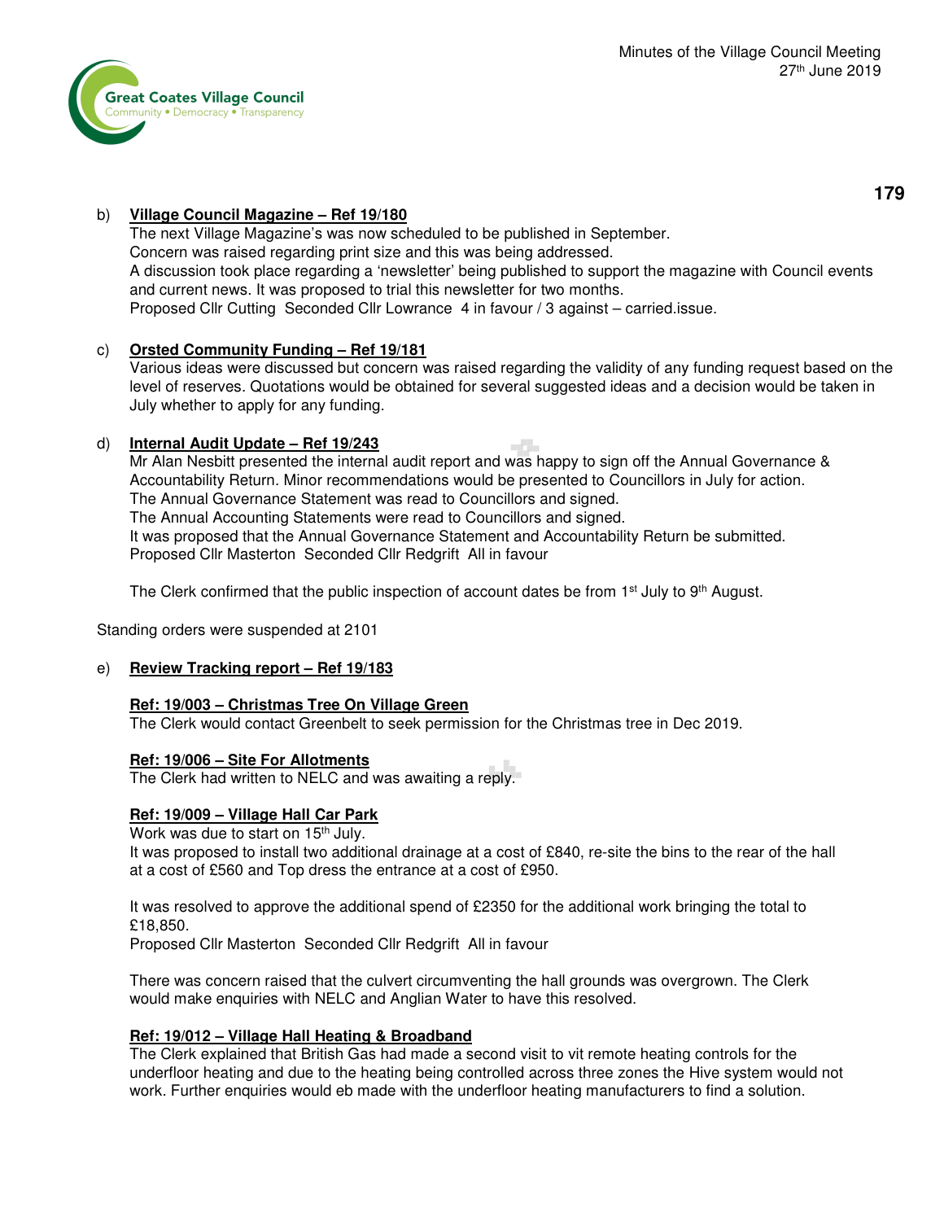b) **Village Council Magazine – Ref 19/180**
The next Village Magazine's was now scheduled to be published in September.
Concern was raised regarding print size and this was being addressed.
A discussion took place regarding a 'newsletter' being published to support the magazine with Council events and current news. It was proposed to trial this newsletter for two months.
Proposed Cllr Cutting Seconded Cllr Lowrance 4 in favour / 3 against – carried.issue.

c) **Orsted Community Funding – Ref 19/181**
Various ideas were discussed but concern was raised regarding the validity of any funding request based on the level of reserves. Quotations would be obtained for several suggested ideas and a decision would be taken in July whether to apply for any funding.

d) **Internal Audit Update – Ref 19/243**
Mr Alan Nesbitt presented the internal audit report and was happy to sign off the Annual Governance & Accountability Return. Minor recommendations would be presented to Councillors in July for action.
The Annual Governance Statement was read to Councillors and signed.
The Annual Accounting Statements were read to Councillors and signed.
It was proposed that the Annual Governance Statement and Accountability Return be submitted.
Proposed Cllr Masterton Seconded Cllr Redgrift All in favour

The Clerk confirmed that the public inspection of account dates be from 1st July to 9th August.

Standing orders were suspended at 2101

e) **Review Tracking report – Ref 19/183**

**Ref: 19/003 – Christmas Tree On Village Green**
The Clerk would contact Greenbelt to seek permission for the Christmas tree in Dec 2019.

**Ref: 19/006 – Site For Allotments**
The Clerk had written to NELC and was awaiting a reply.

**Ref: 19/009 – Village Hall Car Park**
Work was due to start on 15th July.
It was proposed to install two additional drainage at a cost of £840, re-site the bins to the rear of the hall at a cost of £560 and Top dress the entrance at a cost of £950.

It was resolved to approve the additional spend of £2350 for the additional work bringing the total to £18,850.
Proposed Cllr Masterton Seconded Cllr Redgrift All in favour

There was concern raised that the culvert circumventing the hall grounds was overgrown. The Clerk would make enquiries with NELC and Anglian Water to have this resolved.

**Ref: 19/012 – Village Hall Heating & Broadband**
The Clerk explained that British Gas had made a second visit to vit remote heating controls for the underfloor heating and due to the heating being controlled across three zones the Hive system would not work. Further enquiries would eb made with the underfloor heating manufacturers to find a solution.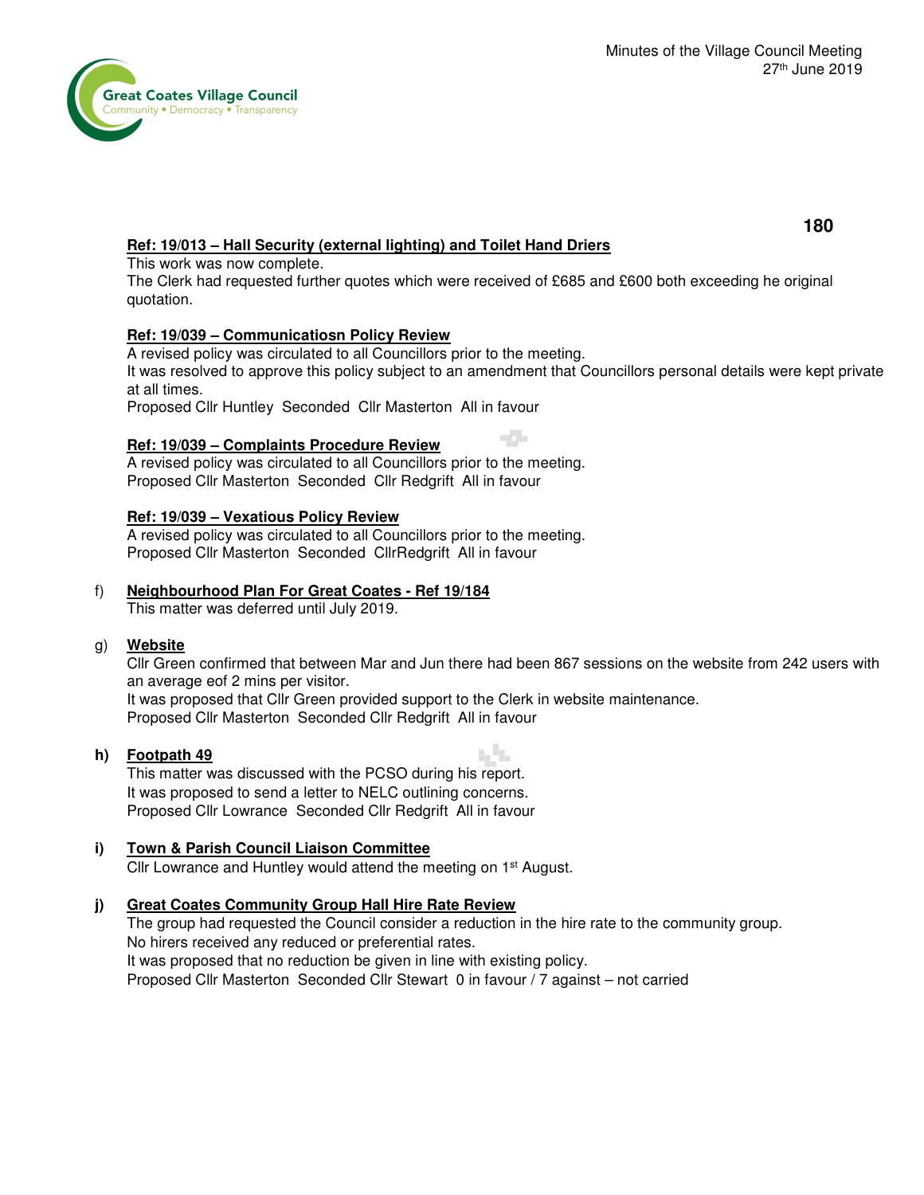**Ref: 19/013 – Hall Security (external lighting) and Toilet Hand Driers**

This work was now complete.
The Clerk had requested further quotes which were received of £685 and £600 both exceeding he original quotation.

**Ref: 19/039 – Communicatiosn Policy Review**

A revised policy was circulated to all Councillors prior to the meeting.
It was resolved to approve this policy subject to an amendment that Councillors personal details were kept private at all times.
Proposed Cllr Huntley Seconded Cllr Masterton All in favour

**Ref: 19/039 – Complaints Procedure Review**

A revised policy was circulated to all Councillors prior to the meeting.
Proposed Cllr Masterton Seconded Cllr Redgrift All in favour

**Ref: 19/039 – Vexatious Policy Review**

A revised policy was circulated to all Councillors prior to the meeting.
Proposed Cllr Masterton Seconded CllrRedgrift All in favour

f) **Neighbourhood Plan For Great Coates - Ref 19/184**

This matter was deferred until July 2019.

g) **Website**

Cllr Green confirmed that between Mar and Jun there had been 867 sessions on the website from 242 users with an average eof 2 mins per visitor.
It was proposed that Cllr Green provided support to the Clerk in website maintenance.
Proposed Cllr Masterton Seconded Cllr Redgrift All in favour

**h) Footpath 49**

This matter was discussed with the PCSO during his report.
It was proposed to send a letter to NELC outlining concerns.
Proposed Cllr Lowrance Seconded Cllr Redgrift All in favour

**i) Town & Parish Council Liaison Committee**

Cllr Lowrance and Huntley would attend the meeting on 1st August.

**j) Great Coates Community Group Hall Hire Rate Review**

The group had requested the Council consider a reduction in the hire rate to the community group.
No hirers received any reduced or preferential rates.
It was proposed that no reduction be given in line with existing policy.
Proposed Cllr Masterton Seconded Cllr Stewart 0 in favour / 7 against – not carried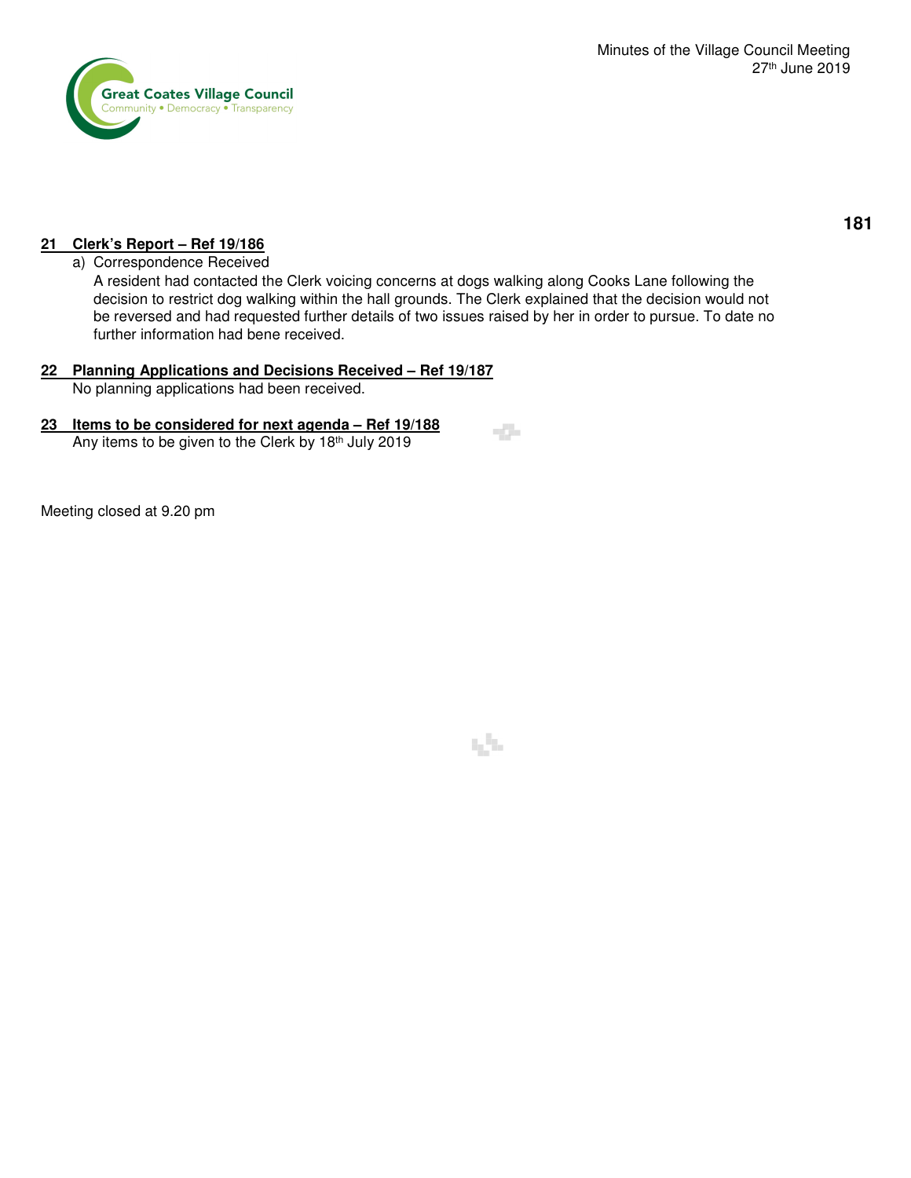## 21 Clerk's Report – Ref 19/186

a) Correspondence Received

A resident had contacted the Clerk voicing concerns at dogs walking along Cooks Lane following the decision to restrict dog walking within the hall grounds. The Clerk explained that the decision would not be reversed and had requested further details of two issues raised by her in order to pursue. To date no further information had bene received.

## 22 Planning Applications and Decisions Received – Ref 19/187

No planning applications had been received.

## 23 Items to be considered for next agenda – Ref 19/188

Any items to be given to the Clerk by 18th July 2019

Meeting closed at 9.20 pm